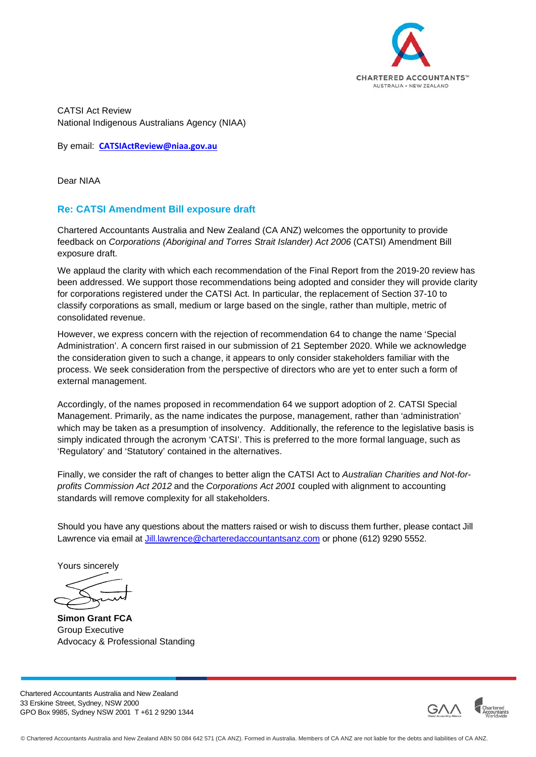CATSI Act Review
National Indigenous Australians Agency (NIAA)

By email: **[CATSIActReview@niaa.gov.au](mailto:CATSIActReview@niaa.gov.au)**

Dear NIAA

## Re: CATSI Amendment Bill exposure draft

Chartered Accountants Australia and New Zealand (CA ANZ) welcomes the opportunity to provide feedback on *Corporations (Aboriginal and Torres Strait Islander) Act 2006* (CATSI) Amendment Bill exposure draft.

We applaud the clarity with which each recommendation of the Final Report from the 2019-20 review has been addressed. We support those recommendations being adopted and consider they will provide clarity for corporations registered under the CATSI Act. In particular, the replacement of Section 37-10 to classify corporations as small, medium or large based on the single, rather than multiple, metric of consolidated revenue.

However, we express concern with the rejection of recommendation 64 to change the name 'Special Administration'. A concern first raised in our submission of 21 September 2020. While we acknowledge the consideration given to such a change, it appears to only consider stakeholders familiar with the process. We seek consideration from the perspective of directors who are yet to enter such a form of external management.

Accordingly, of the names proposed in recommendation 64 we support adoption of 2. CATSI Special Management. Primarily, as the name indicates the purpose, management, rather than 'administration' which may be taken as a presumption of insolvency. Additionally, the reference to the legislative basis is simply indicated through the acronym 'CATSI'. This is preferred to the more formal language, such as 'Regulatory' and 'Statutory' contained in the alternatives.

Finally, we consider the raft of changes to better align the CATSI Act to *Australian Charities and Not-for-profits Commission Act 2012* and the *Corporations Act 2001* coupled with alignment to accounting standards will remove complexity for all stakeholders.

Should you have any questions about the matters raised or wish to discuss them further, please contact Jill Lawrence via email at Jill.lawrence@charteredaccountantsanz.com or phone (612) 9290 5552.

Yours sincerely

**Simon Grant FCA**
Group Executive
Advocacy & Professional Standing

Chartered Accountants Australia and New Zealand
33 Erskine Street, Sydney, NSW 2000
GPO Box 9985, Sydney NSW 2001 T +61 2 9290 1344

© Chartered Accountants Australia and New Zealand ABN 50 084 642 571 (CA ANZ). Formed in Australia. Members of CA ANZ are not liable for the debts and liabilities of CA ANZ.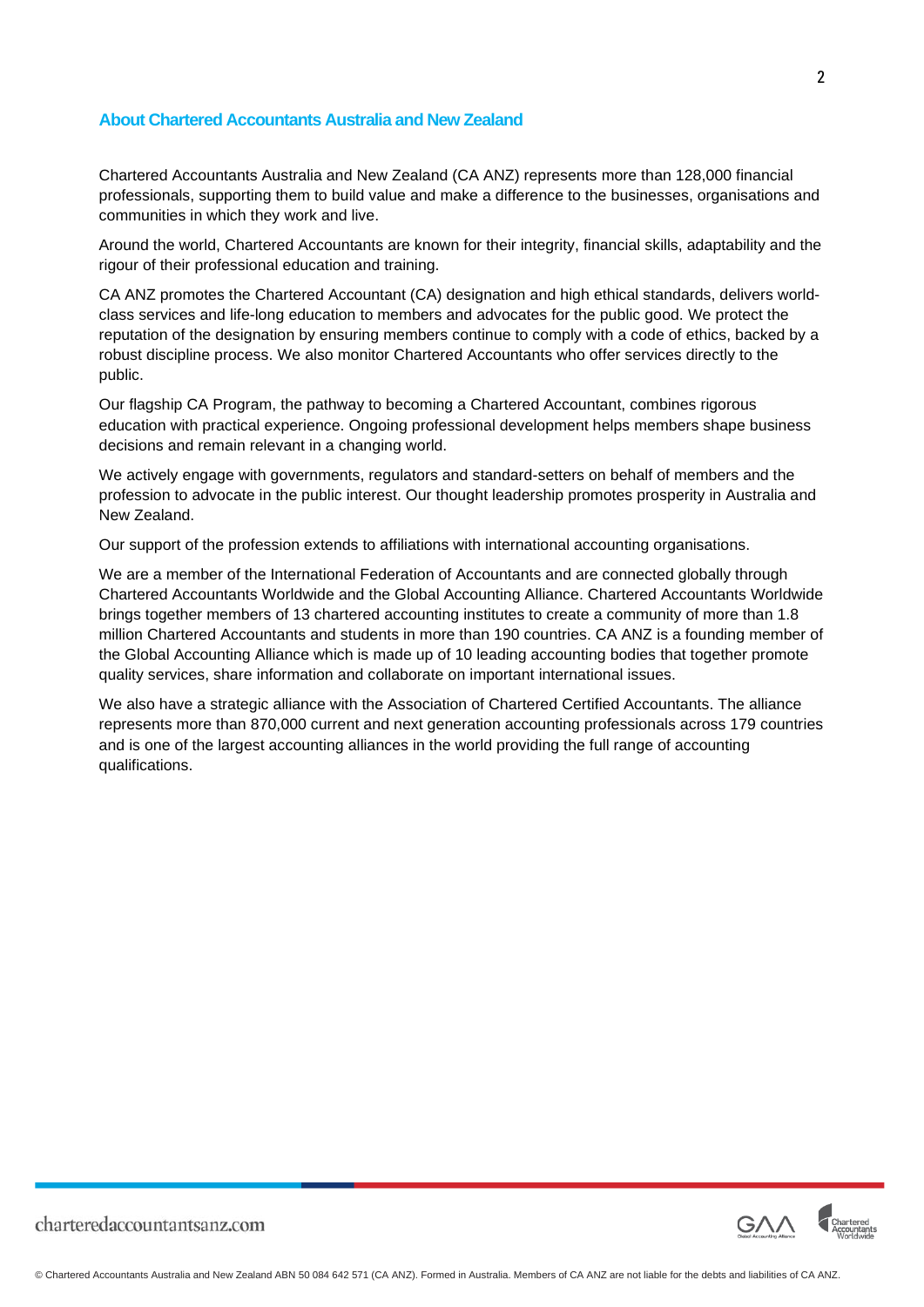## About Chartered Accountants Australia and New Zealand

Chartered Accountants Australia and New Zealand (CA ANZ) represents more than 128,000 financial professionals, supporting them to build value and make a difference to the businesses, organisations and communities in which they work and live.

Around the world, Chartered Accountants are known for their integrity, financial skills, adaptability and the rigour of their professional education and training.

CA ANZ promotes the Chartered Accountant (CA) designation and high ethical standards, delivers world-class services and life-long education to members and advocates for the public good. We protect the reputation of the designation by ensuring members continue to comply with a code of ethics, backed by a robust discipline process. We also monitor Chartered Accountants who offer services directly to the public.

Our flagship CA Program, the pathway to becoming a Chartered Accountant, combines rigorous education with practical experience. Ongoing professional development helps members shape business decisions and remain relevant in a changing world.

We actively engage with governments, regulators and standard-setters on behalf of members and the profession to advocate in the public interest. Our thought leadership promotes prosperity in Australia and New Zealand.

Our support of the profession extends to affiliations with international accounting organisations.

We are a member of the International Federation of Accountants and are connected globally through Chartered Accountants Worldwide and the Global Accounting Alliance. Chartered Accountants Worldwide brings together members of 13 chartered accounting institutes to create a community of more than 1.8 million Chartered Accountants and students in more than 190 countries. CA ANZ is a founding member of the Global Accounting Alliance which is made up of 10 leading accounting bodies that together promote quality services, share information and collaborate on important international issues.

We also have a strategic alliance with the Association of Chartered Certified Accountants. The alliance represents more than 870,000 current and next generation accounting professionals across 179 countries and is one of the largest accounting alliances in the world providing the full range of accounting qualifications.

charteredaccountantsanz.com

© Chartered Accountants Australia and New Zealand ABN 50 084 642 571 (CA ANZ). Formed in Australia. Members of CA ANZ are not liable for the debts and liabilities of CA ANZ.